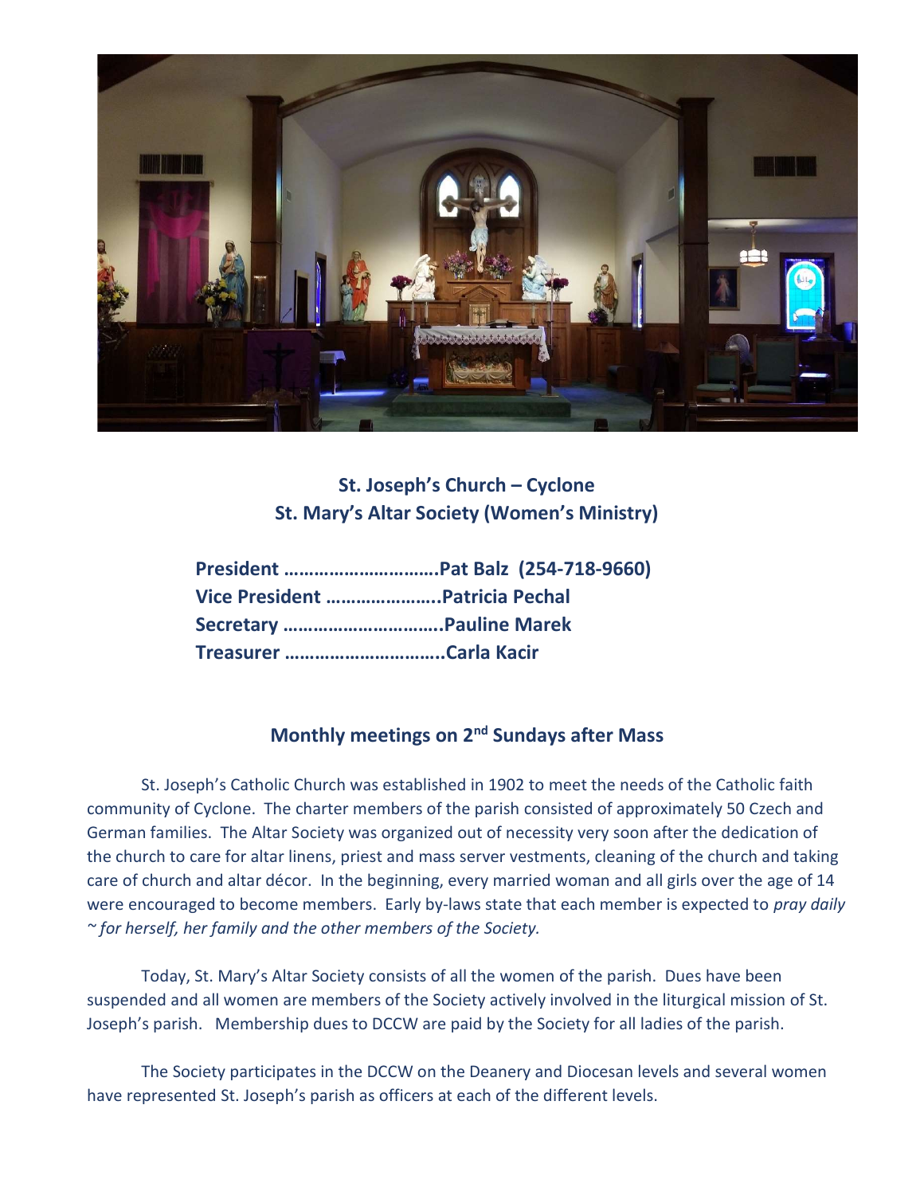## St. Joseph's Church – Cyclone
## St. Mary's Altar Society (Women's Ministry)

**President ………………………….Pat Balz (254-718-9660)**
**Vice President …………………..Patricia Pechal**
**Secretary ………………………….Pauline Marek**
**Treasurer ………………………….Carla Kacir**

### Monthly meetings on 2nd Sundays after Mass

St. Joseph's Catholic Church was established in 1902 to meet the needs of the Catholic faith community of Cyclone. The charter members of the parish consisted of approximately 50 Czech and German families. The Altar Society was organized out of necessity very soon after the dedication of the church to care for altar linens, priest and mass server vestments, cleaning of the church and taking care of church and altar décor. In the beginning, every married woman and all girls over the age of 14 were encouraged to become members. Early by-laws state that each member is expected to *pray daily ~ for herself, her family and the other members of the Society.*

Today, St. Mary's Altar Society consists of all the women of the parish. Dues have been suspended and all women are members of the Society actively involved in the liturgical mission of St. Joseph's parish. Membership dues to DCCW are paid by the Society for all ladies of the parish.

The Society participates in the DCCW on the Deanery and Diocesan levels and several women have represented St. Joseph's parish as officers at each of the different levels.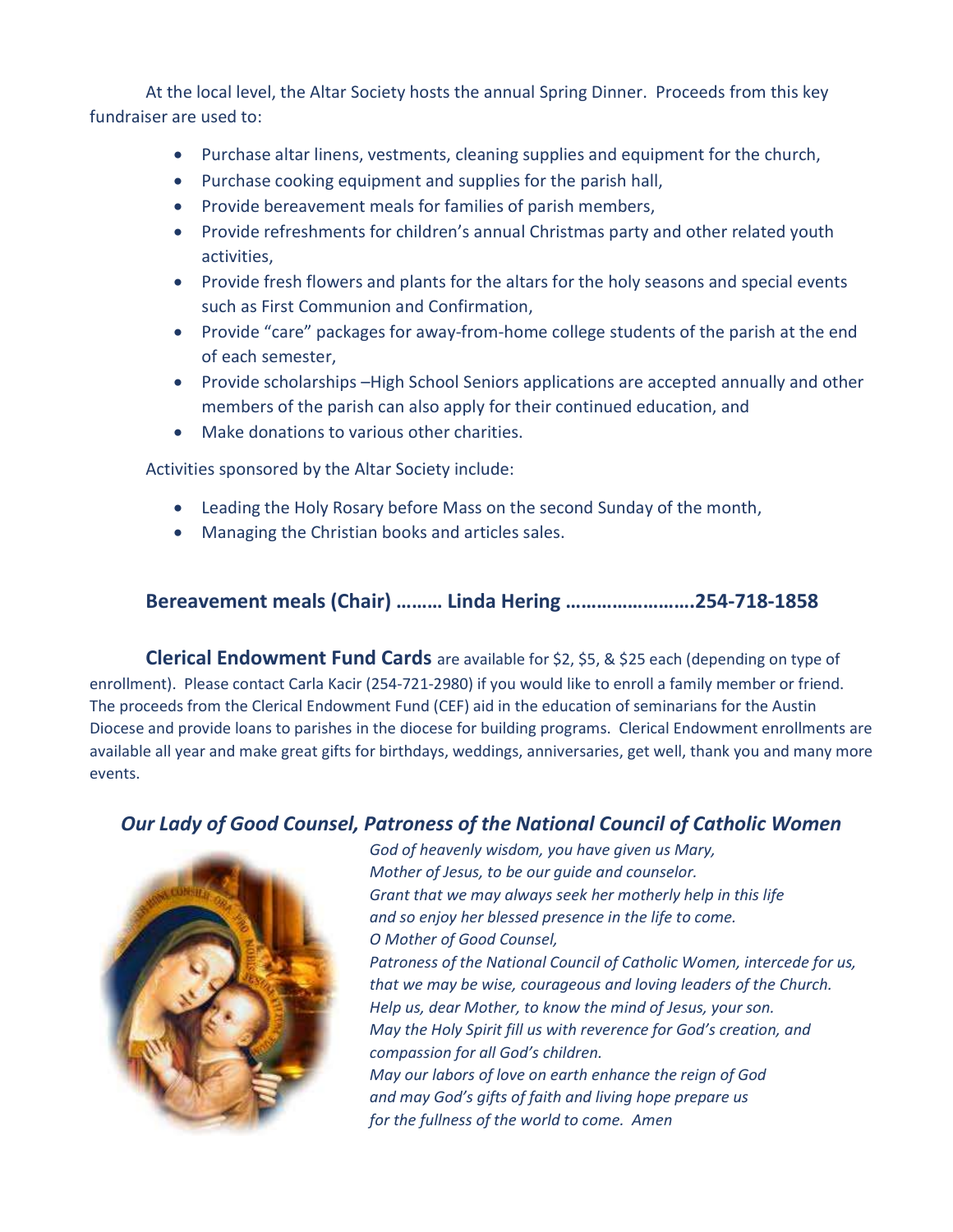At the local level, the Altar Society hosts the annual Spring Dinner. Proceeds from this key fundraiser are used to:

- Purchase altar linens, vestments, cleaning supplies and equipment for the church,
- Purchase cooking equipment and supplies for the parish hall,
- Provide bereavement meals for families of parish members,
- Provide refreshments for children's annual Christmas party and other related youth activities,
- Provide fresh flowers and plants for the altars for the holy seasons and special events such as First Communion and Confirmation,
- Provide "care" packages for away-from-home college students of the parish at the end of each semester,
- Provide scholarships –High School Seniors applications are accepted annually and other members of the parish can also apply for their continued education, and
- Make donations to various other charities.

Activities sponsored by the Altar Society include:

- Leading the Holy Rosary before Mass on the second Sunday of the month,
- Managing the Christian books and articles sales.

**Bereavement meals (Chair) ……… Linda Hering …………………….254-718-1858**

**Clerical Endowment Fund Cards** are available for $2, $5, & $25 each (depending on type of enrollment). Please contact Carla Kacir (254-721-2980) if you would like to enroll a family member or friend. The proceeds from the Clerical Endowment Fund (CEF) aid in the education of seminarians for the Austin Diocese and provide loans to parishes in the diocese for building programs. Clerical Endowment enrollments are available all year and make great gifts for birthdays, weddings, anniversaries, get well, thank you and many more events.

## *Our Lady of Good Counsel, Patroness of the National Council of Catholic Women*

*God of heavenly wisdom, you have given us Mary,*
*Mother of Jesus, to be our guide and counselor.*
*Grant that we may always seek her motherly help in this life*
*and so enjoy her blessed presence in the life to come.*
*O Mother of Good Counsel,*
*Patroness of the National Council of Catholic Women, intercede for us,*
*that we may be wise, courageous and loving leaders of the Church.*
*Help us, dear Mother, to know the mind of Jesus, your son.*
*May the Holy Spirit fill us with reverence for God's creation, and*
*compassion for all God's children.*
*May our labors of love on earth enhance the reign of God*
*and may God's gifts of faith and living hope prepare us*
*for the fullness of the world to come. Amen*